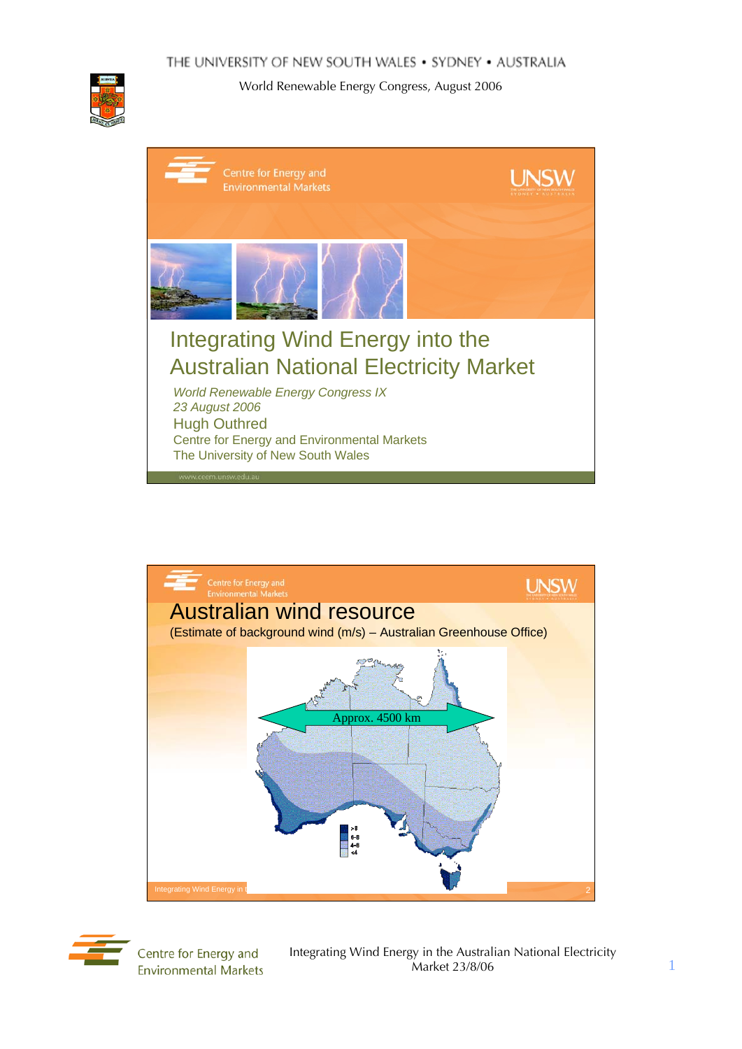# Integrating Wind Energy into the Australian National Electricity Market

*World Renewable Energy Congress IX*
*23 August 2006*

Hugh Outhred
Centre for Energy and Environmental Markets
The University of New South Wales

www.ceem.unsw.edu.au

## Australian wind resource

(Estimate of background wind (m/s) – Australian Greenhouse Office)

Approx. 4500 km

>8
6-8
4-6
<4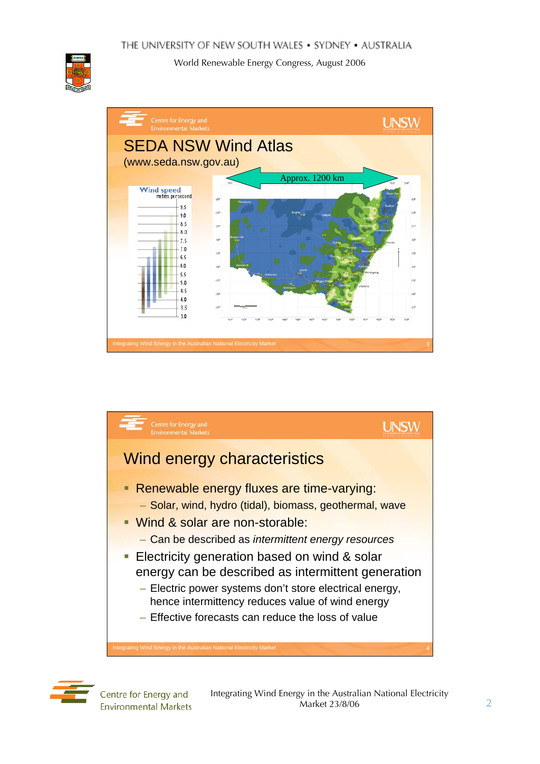## SEDA NSW Wind Atlas

(www.seda.nsw.gov.au)

Approx. 1200 km

Wind speed metres per second

## Wind energy characteristics

- Renewable energy fluxes are time-varying:
  - Solar, wind, hydro (tidal), biomass, geothermal, wave
- Wind & solar are non-storable:
  - Can be described as *intermittent energy resources*
- Electricity generation based on wind & solar energy can be described as intermittent generation
  - Electric power systems don't store electrical energy, hence intermittency reduces value of wind energy
  - Effective forecasts can reduce the loss of value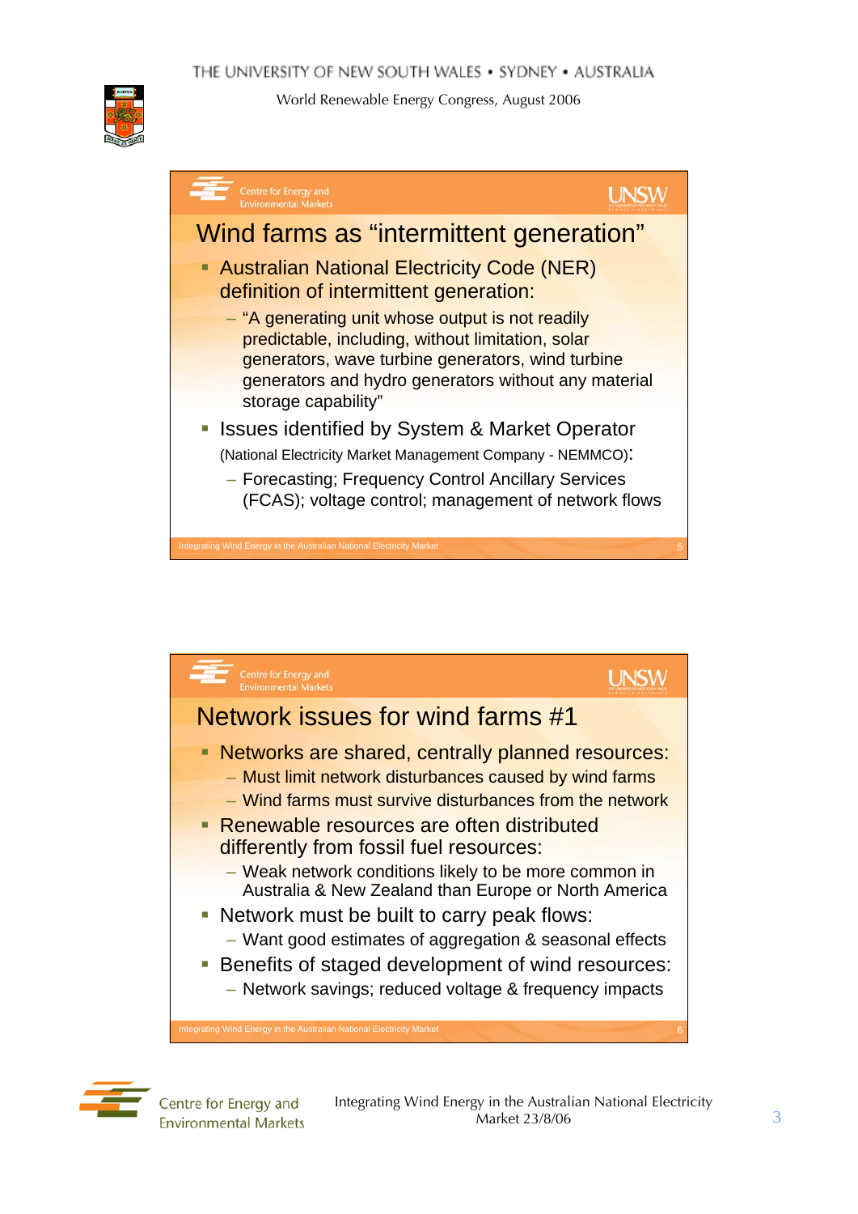## Wind farms as "intermittent generation"

- Australian National Electricity Code (NER) definition of intermittent generation:
  - "A generating unit whose output is not readily predictable, including, without limitation, solar generators, wave turbine generators, wind turbine generators and hydro generators without any material storage capability"
- Issues identified by System & Market Operator (National Electricity Market Management Company - NEMMCO):
  - Forecasting; Frequency Control Ancillary Services (FCAS); voltage control; management of network flows

## Network issues for wind farms #1

- Networks are shared, centrally planned resources:
  - Must limit network disturbances caused by wind farms
  - Wind farms must survive disturbances from the network
- Renewable resources are often distributed differently from fossil fuel resources:
  - Weak network conditions likely to be more common in Australia & New Zealand than Europe or North America
- Network must be built to carry peak flows:
  - Want good estimates of aggregation & seasonal effects
- Benefits of staged development of wind resources:
  - Network savings; reduced voltage & frequency impacts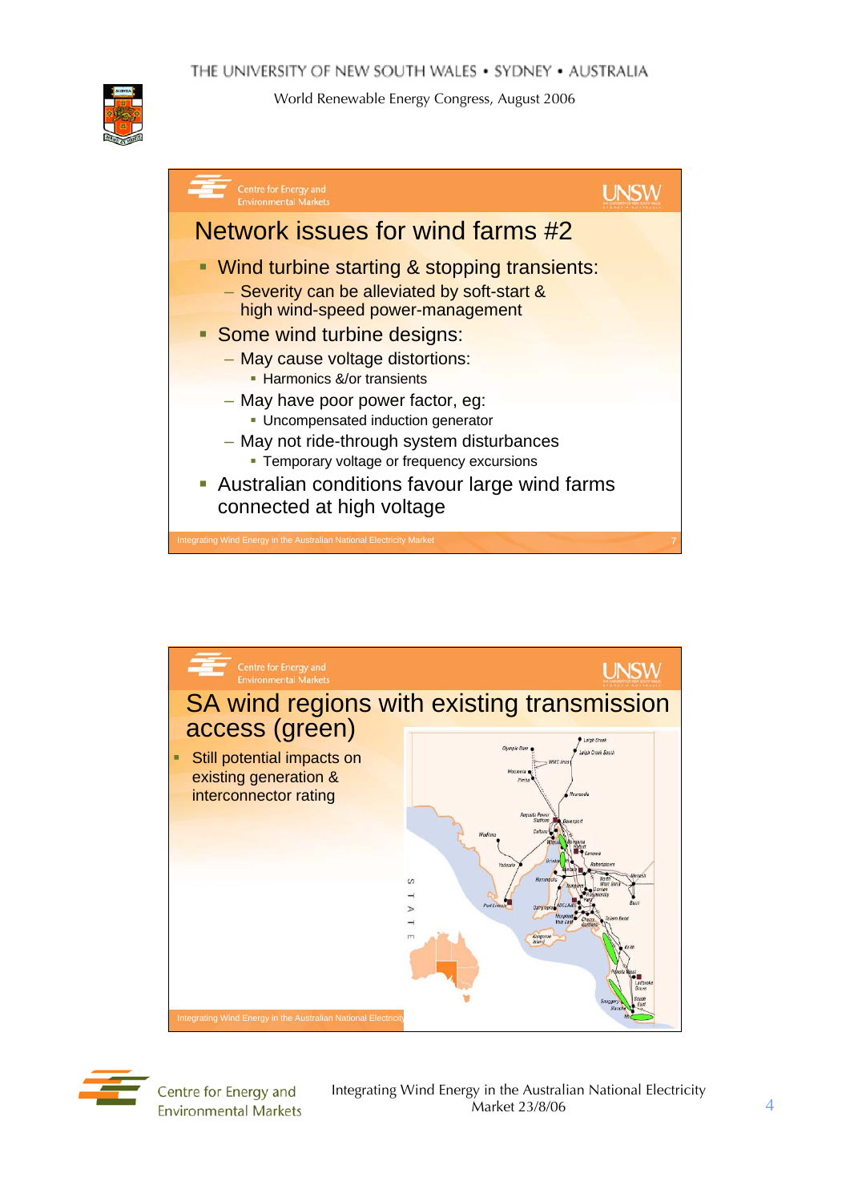## Network issues for wind farms #2

- Wind turbine starting & stopping transients:
  - Severity can be alleviated by soft-start & high wind-speed power-management
- Some wind turbine designs:
  - May cause voltage distortions:
    - Harmonics &/or transients
  - May have poor power factor, eg:
    - Uncompensated induction generator
  - May not ride-through system disturbances
    - Temporary voltage or frequency excursions
- Australian conditions favour large wind farms connected at high voltage

## SA wind regions with existing transmission access (green)

- Still potential impacts on existing generation & interconnector rating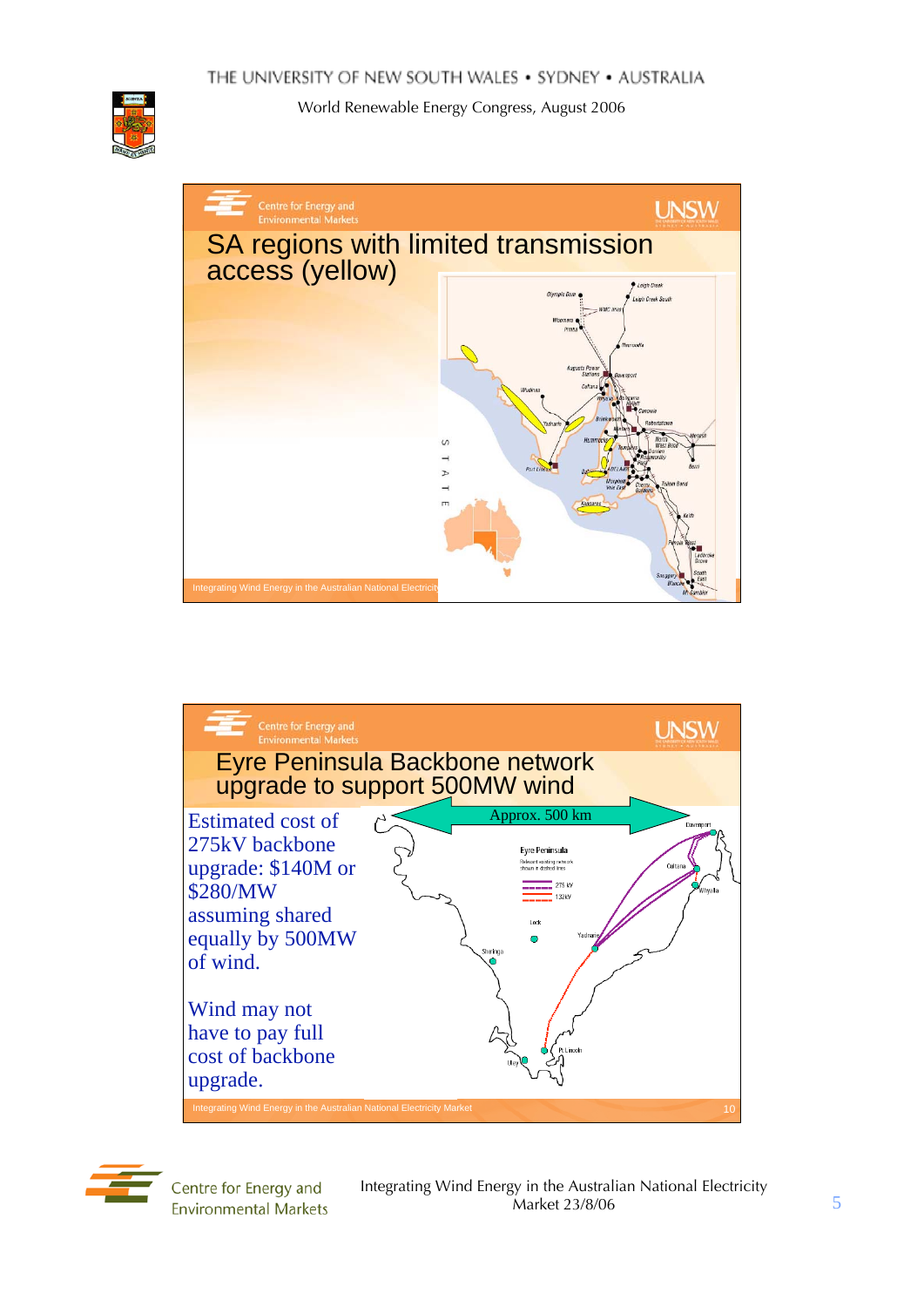## SA regions with limited transmission access (yellow)

## Eyre Peninsula Backbone network upgrade to support 500MW wind

Estimated cost of 275kV backbone upgrade: $140M or $280/MW assuming shared equally by 500MW of wind.

Wind may not have to pay full cost of backbone upgrade.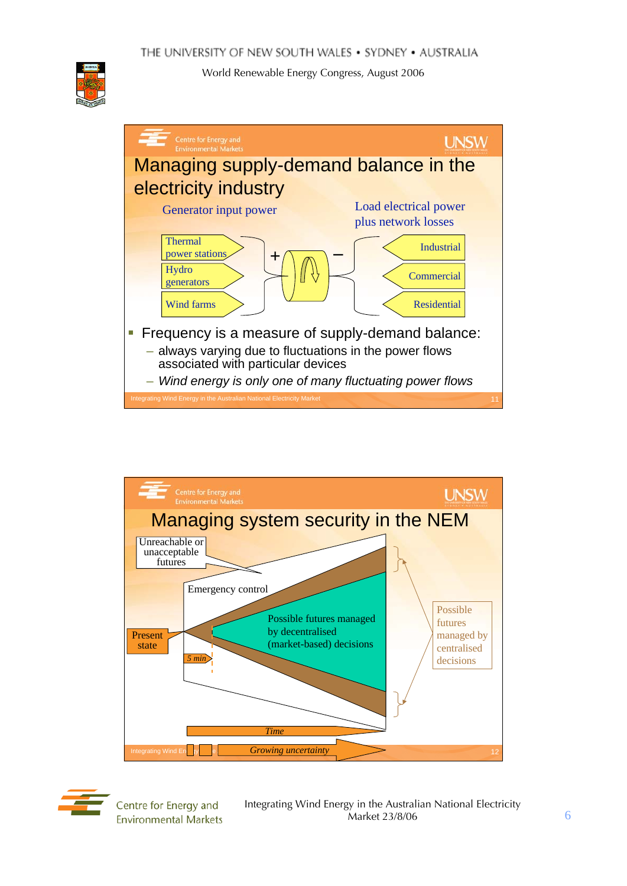## Managing supply-demand balance in the electricity industry

Generator input power

Load electrical power plus network losses

Thermal power stations

Hydro generators

Wind farms

Industrial

Commercial

Residential

- Frequency is a measure of supply-demand balance:
  - always varying due to fluctuations in the power flows associated with particular devices
  - *Wind energy is only one of many fluctuating power flows*

## Managing system security in the NEM

Unreachable or unacceptable futures

Emergency control

Possible futures managed by decentralised (market-based) decisions

Present state

*5 min*

Possible futures managed by centralised decisions

*Time*

*Growing uncertainty*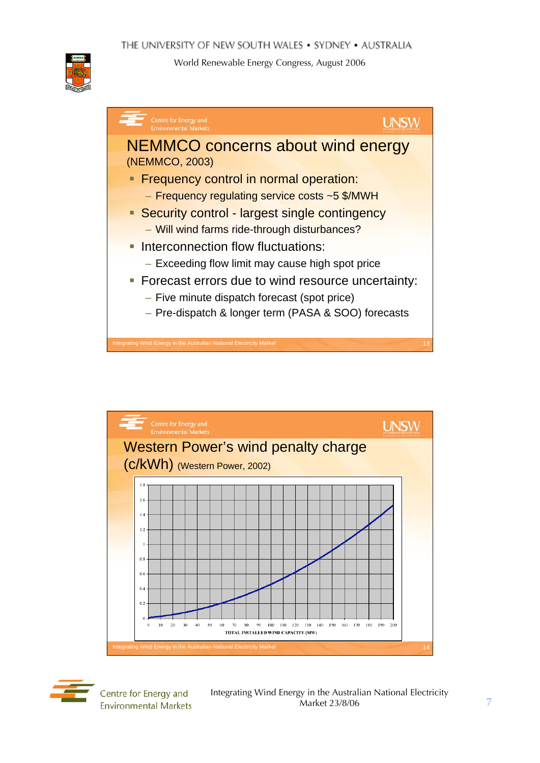## NEMMCO concerns about wind energy

(NEMMCO, 2003)

- Frequency control in normal operation:
  - Frequency regulating service costs ~5 $/MWH
- Security control - largest single contingency
  - Will wind farms ride-through disturbances?
- Interconnection flow fluctuations:
  - Exceeding flow limit may cause high spot price
- Forecast errors due to wind resource uncertainty:
  - Five minute dispatch forecast (spot price)
  - Pre-dispatch & longer term (PASA & SOO) forecasts

## Western Power's wind penalty charge (c/kWh) (Western Power, 2002)

Y-axis: 0, 0.2, 0.4, 0.6, 0.8, 1, 1.2, 1.4, 1.6, 1.8

X-axis: 0, 10, 20, 30, 40, 50, 60, 70, 80, 90, 100, 110, 120, 130, 140, 150, 160, 170, 180, 190, 200

TOTAL INSTALLED WIND CAPACITY (MW)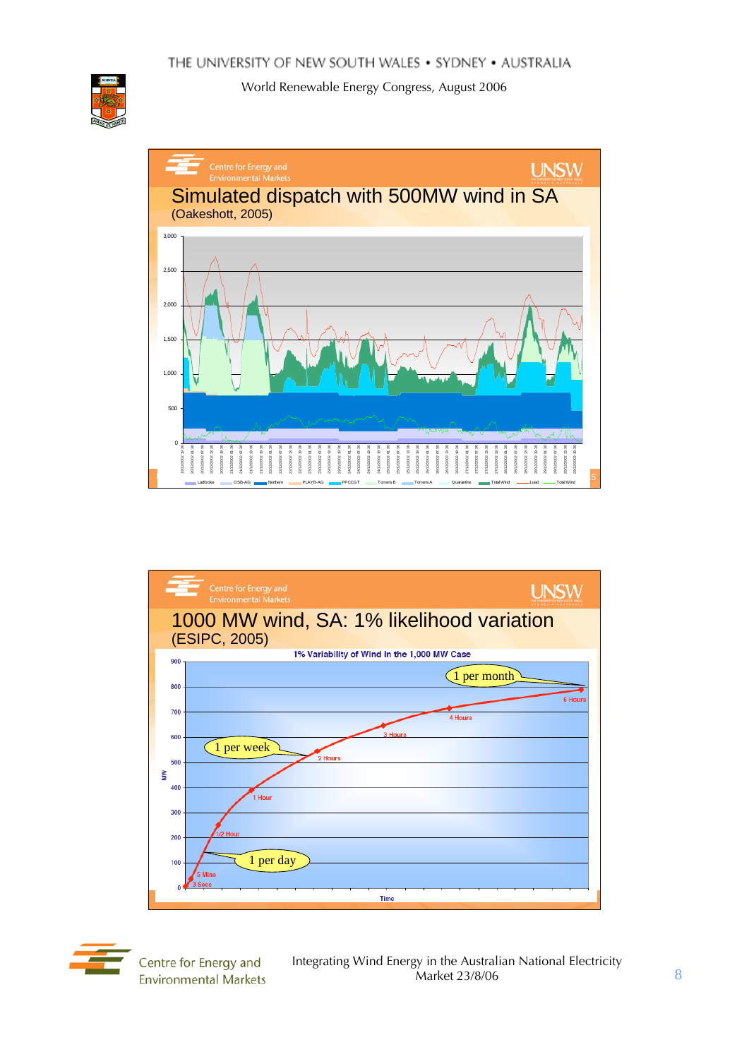## Simulated dispatch with 500MW wind in SA

(Oakeshott, 2005)

Legend: Ladbroke, OSB-AG, Northern, PLAYB-AG, PPCCGT, Torrens B, Torrens A, Quarantine, Total Wind, Load, Total Wind

## 1000 MW wind, SA: 1% likelihood variation

(ESIPC, 2005)

1% Variability of Wind in the 1,000 MW Case

Annotations: 3 Secs, 5 Mins, 1/2 Hour, 1 Hour, 2 Hours, 3 Hours, 4 Hours, 6 Hours; 1 per day, 1 per week, 1 per month

Axes: MW (0–900); Time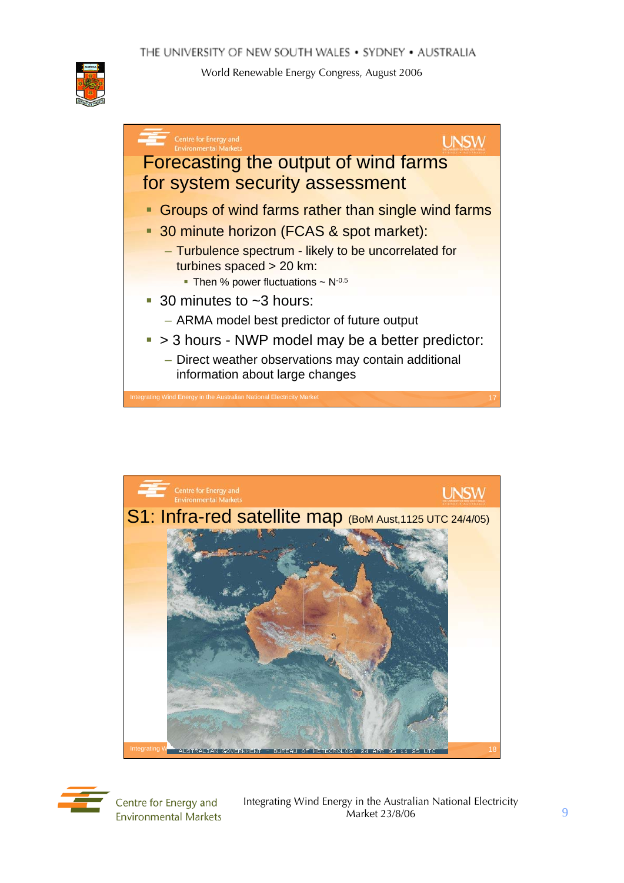## Forecasting the output of wind farms for system security assessment

- Groups of wind farms rather than single wind farms
- 30 minute horizon (FCAS & spot market):
  - Turbulence spectrum - likely to be uncorrelated for turbines spaced > 20 km:
    - Then % power fluctuations ~ $N^{-0.5}$
- 30 minutes to ~3 hours:
  - ARMA model best predictor of future output
- > 3 hours - NWP model may be a better predictor:
  - Direct weather observations may contain additional information about large changes

## S1: Infra-red satellite map (BoM Aust,1125 UTC 24/4/05)

AUSTRALIAN GOVERNMENT - BUREAU OF METEOROLOGY 24 APR 05 11:25 UTC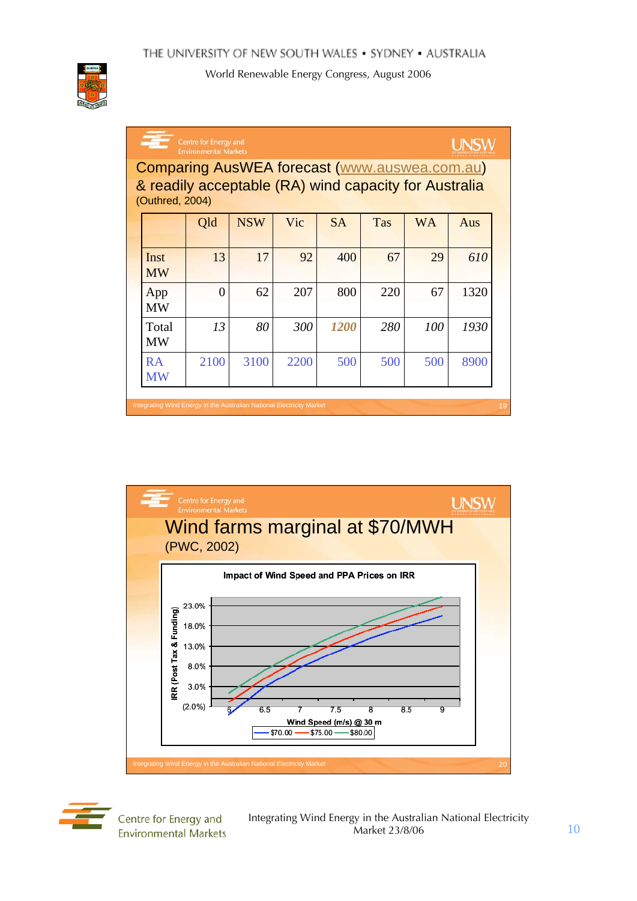## Comparing AusWEA forecast (www.auswea.com.au) & readily acceptable (RA) wind capacity for Australia

(Outhred, 2004)

| | Qld | NSW | Vic | SA | Tas | WA | Aus |
|---|---|---|---|---|---|---|---|
| Inst MW | 13 | 17 | 92 | 400 | 67 | 29 | *610* |
| App MW | 0 | 62 | 207 | 800 | 220 | 67 | 1320 |
| Total MW | *13* | *80* | *300* | ***1200*** | *280* | *100* | *1930* |
| RA MW | 2100 | 3100 | 2200 | 500 | 500 | 500 | 8900 |

Integrating Wind Energy in the Australian National Electricity Market

## Wind farms marginal at $70/MWH

(PWC, 2002)

**Impact of Wind Speed and PPA Prices on IRR**

Y-axis: IRR (Post Tax & Funding): (2.0%), 3.0%, 8.0%, 13.0%, 18.0%, 23.0%

X-axis: Wind Speed (m/s) @ 30 m: 6, 6.5, 7, 7.5, 8, 8.5, 9

Legend: $70.00, $75.00, $80.00

Integrating Wind Energy in the Australian National Electricity Market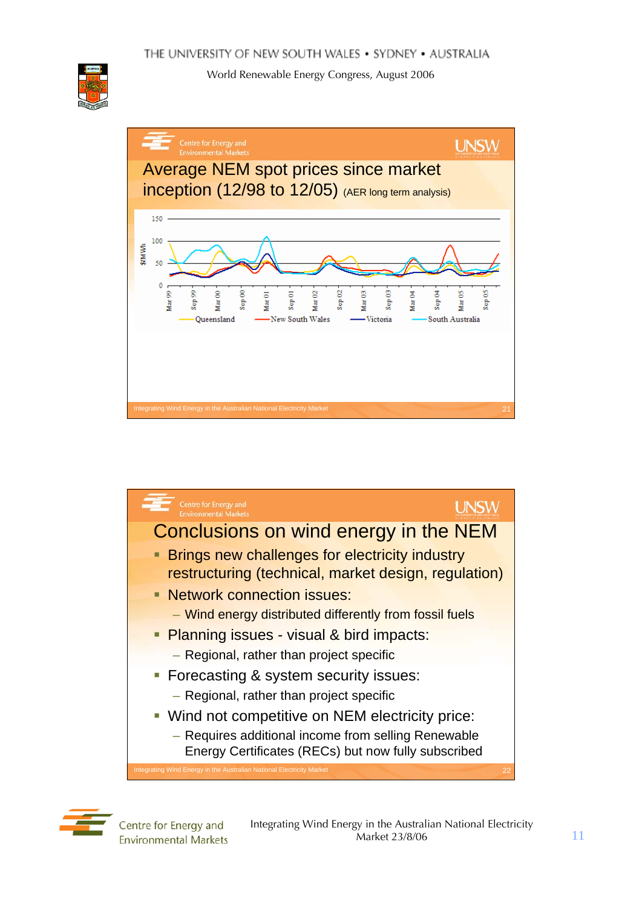## Average NEM spot prices since market inception (12/98 to 12/05) (AER long term analysis)

$/MWh

150

100

50

0

Mar 99 Sep 99 Mar 00 Sep 00 Mar 01 Sep 01 Mar 02 Sep 02 Mar 03 Sep 03 Mar 04 Sep 04 Mar 05 Sep 05

Queensland — New South Wales — Victoria — South Australia

## Conclusions on wind energy in the NEM

- Brings new challenges for electricity industry restructuring (technical, market design, regulation)
- Network connection issues:
  - Wind energy distributed differently from fossil fuels
- Planning issues - visual & bird impacts:
  - Regional, rather than project specific
- Forecasting & system security issues:
  - Regional, rather than project specific
- Wind not competitive on NEM electricity price:
  - Requires additional income from selling Renewable Energy Certificates (RECs) but now fully subscribed